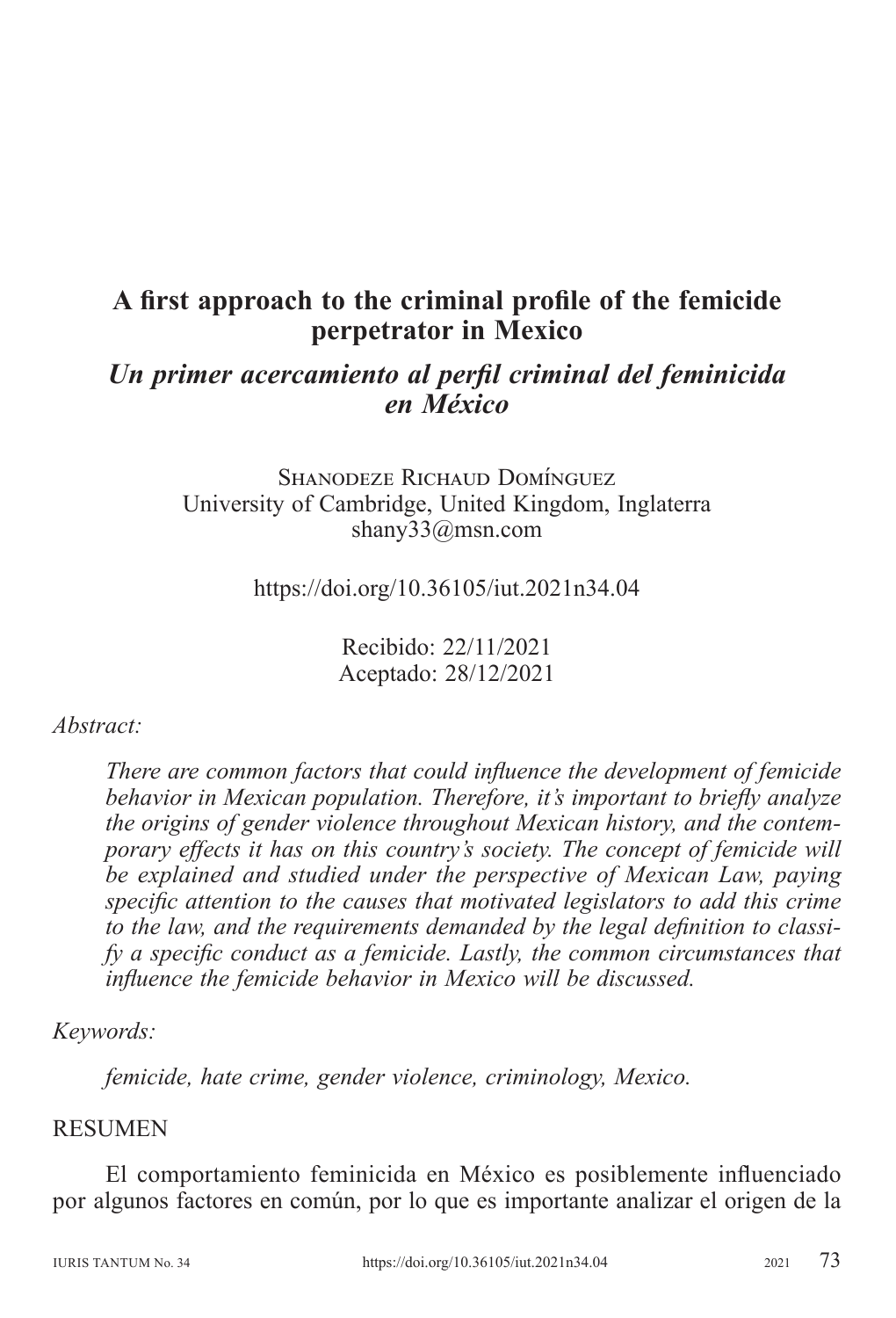# A first approach to the criminal profile of the femicide perpetrator in Mexico

## *Un primer acercamiento al perfil criminal del feminicida en México*

Shanodeze Richaud Domínguez
University of Cambridge, United Kingdom, Inglaterra
shany33@msn.com

https://doi.org/10.36105/iut.2021n34.04

Recibido: 22/11/2021
Aceptado: 28/12/2021

*Abstract:*

*There are common factors that could influence the development of femicide behavior in Mexican population. Therefore, it's important to briefly analyze the origins of gender violence throughout Mexican history, and the contemporary effects it has on this country's society. The concept of femicide will be explained and studied under the perspective of Mexican Law, paying specific attention to the causes that motivated legislators to add this crime to the law, and the requirements demanded by the legal definition to classify a specific conduct as a femicide. Lastly, the common circumstances that influence the femicide behavior in Mexico will be discussed.*

*Keywords:*

*femicide, hate crime, gender violence, criminology, Mexico.*

RESUMEN

El comportamiento feminicida en México es posiblemente influenciado por algunos factores en común, por lo que es importante analizar el origen de la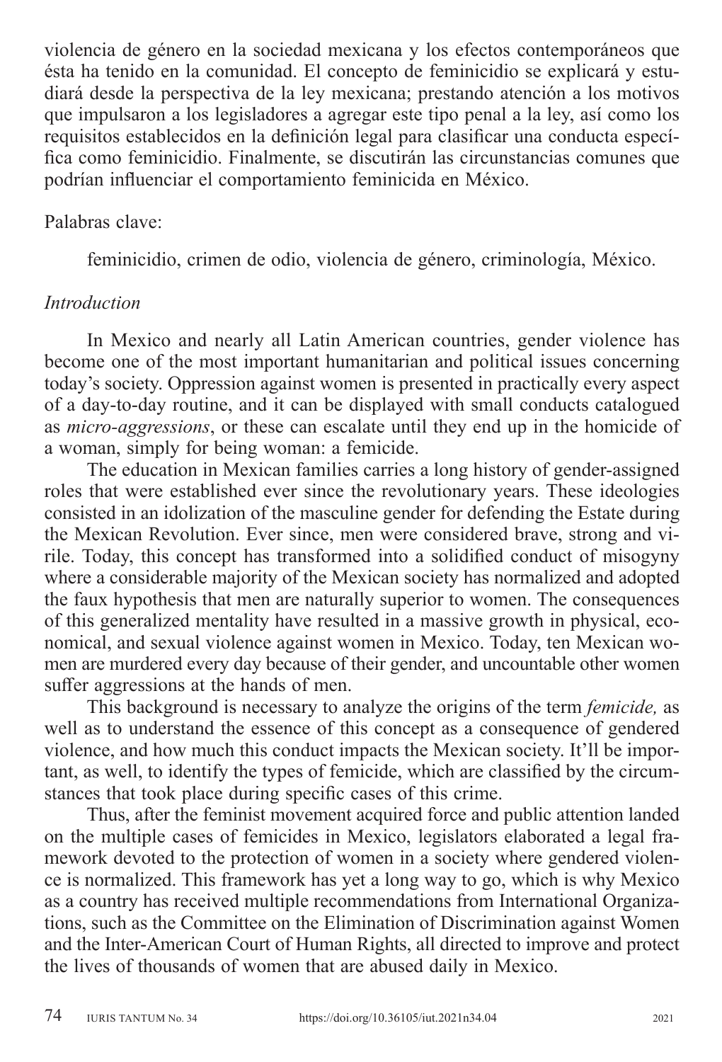violencia de género en la sociedad mexicana y los efectos contemporáneos que ésta ha tenido en la comunidad. El concepto de feminicidio se explicará y estudiará desde la perspectiva de la ley mexicana; prestando atención a los motivos que impulsaron a los legisladores a agregar este tipo penal a la ley, así como los requisitos establecidos en la definición legal para clasificar una conducta específica como feminicidio. Finalmente, se discutirán las circunstancias comunes que podrían influenciar el comportamiento feminicida en México.

Palabras clave:

feminicidio, crimen de odio, violencia de género, criminología, México.

*Introduction*

In Mexico and nearly all Latin American countries, gender violence has become one of the most important humanitarian and political issues concerning today's society. Oppression against women is presented in practically every aspect of a day-to-day routine, and it can be displayed with small conducts catalogued as *micro-aggressions*, or these can escalate until they end up in the homicide of a woman, simply for being woman: a femicide.

The education in Mexican families carries a long history of gender-assigned roles that were established ever since the revolutionary years. These ideologies consisted in an idolization of the masculine gender for defending the Estate during the Mexican Revolution. Ever since, men were considered brave, strong and virile. Today, this concept has transformed into a solidified conduct of misogyny where a considerable majority of the Mexican society has normalized and adopted the faux hypothesis that men are naturally superior to women. The consequences of this generalized mentality have resulted in a massive growth in physical, economical, and sexual violence against women in Mexico. Today, ten Mexican women are murdered every day because of their gender, and uncountable other women suffer aggressions at the hands of men.

This background is necessary to analyze the origins of the term *femicide,* as well as to understand the essence of this concept as a consequence of gendered violence, and how much this conduct impacts the Mexican society. It'll be important, as well, to identify the types of femicide, which are classified by the circumstances that took place during specific cases of this crime.

Thus, after the feminist movement acquired force and public attention landed on the multiple cases of femicides in Mexico, legislators elaborated a legal framework devoted to the protection of women in a society where gendered violence is normalized. This framework has yet a long way to go, which is why Mexico as a country has received multiple recommendations from International Organizations, such as the Committee on the Elimination of Discrimination against Women and the Inter-American Court of Human Rights, all directed to improve and protect the lives of thousands of women that are abused daily in Mexico.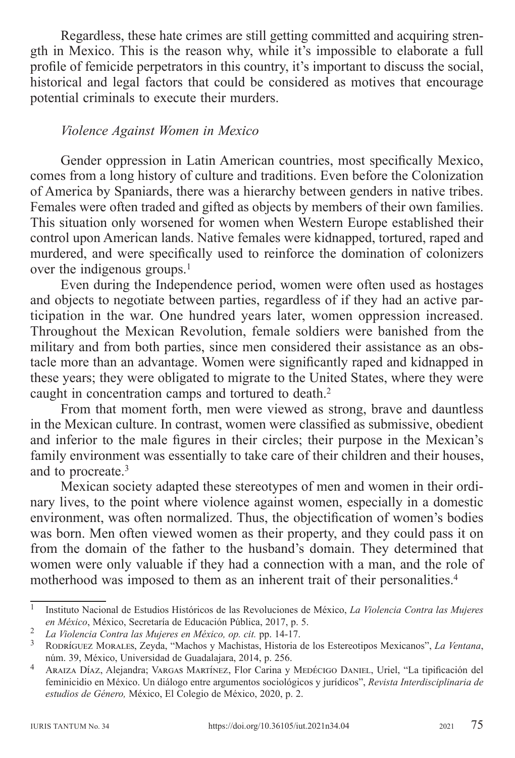Regardless, these hate crimes are still getting committed and acquiring strength in Mexico. This is the reason why, while it's impossible to elaborate a full profile of femicide perpetrators in this country, it's important to discuss the social, historical and legal factors that could be considered as motives that encourage potential criminals to execute their murders.

*Violence Against Women in Mexico*

Gender oppression in Latin American countries, most specifically Mexico, comes from a long history of culture and traditions. Even before the Colonization of America by Spaniards, there was a hierarchy between genders in native tribes. Females were often traded and gifted as objects by members of their own families. This situation only worsened for women when Western Europe established their control upon American lands. Native females were kidnapped, tortured, raped and murdered, and were specifically used to reinforce the domination of colonizers over the indigenous groups.[1]

Even during the Independence period, women were often used as hostages and objects to negotiate between parties, regardless of if they had an active participation in the war. One hundred years later, women oppression increased. Throughout the Mexican Revolution, female soldiers were banished from the military and from both parties, since men considered their assistance as an obstacle more than an advantage. Women were significantly raped and kidnapped in these years; they were obligated to migrate to the United States, where they were caught in concentration camps and tortured to death.[2]

From that moment forth, men were viewed as strong, brave and dauntless in the Mexican culture. In contrast, women were classified as submissive, obedient and inferior to the male figures in their circles; their purpose in the Mexican's family environment was essentially to take care of their children and their houses, and to procreate.[3]

Mexican society adapted these stereotypes of men and women in their ordinary lives, to the point where violence against women, especially in a domestic environment, was often normalized. Thus, the objectification of women's bodies was born. Men often viewed women as their property, and they could pass it on from the domain of the father to the husband's domain. They determined that women were only valuable if they had a connection with a man, and the role of motherhood was imposed to them as an inherent trait of their personalities.[4]

---

[1] Instituto Nacional de Estudios Históricos de las Revoluciones de México, *La Violencia Contra las Mujeres en México*, México, Secretaría de Educación Pública, 2017, p. 5.

[2] *La Violencia Contra las Mujeres en México, op. cit.* pp. 14-17.

[3] Rodríguez Morales, Zeyda, "Machos y Machistas, Historia de los Estereotipos Mexicanos", *La Ventana*, núm. 39, México, Universidad de Guadalajara, 2014, p. 256.

[4] Araiza Díaz, Alejandra; Vargas Martínez, Flor Carina y Medécigo Daniel, Uriel, "La tipificación del feminicidio en México. Un diálogo entre argumentos sociológicos y jurídicos", *Revista Interdisciplinaria de estudios de Género,* México, El Colegio de México, 2020, p. 2.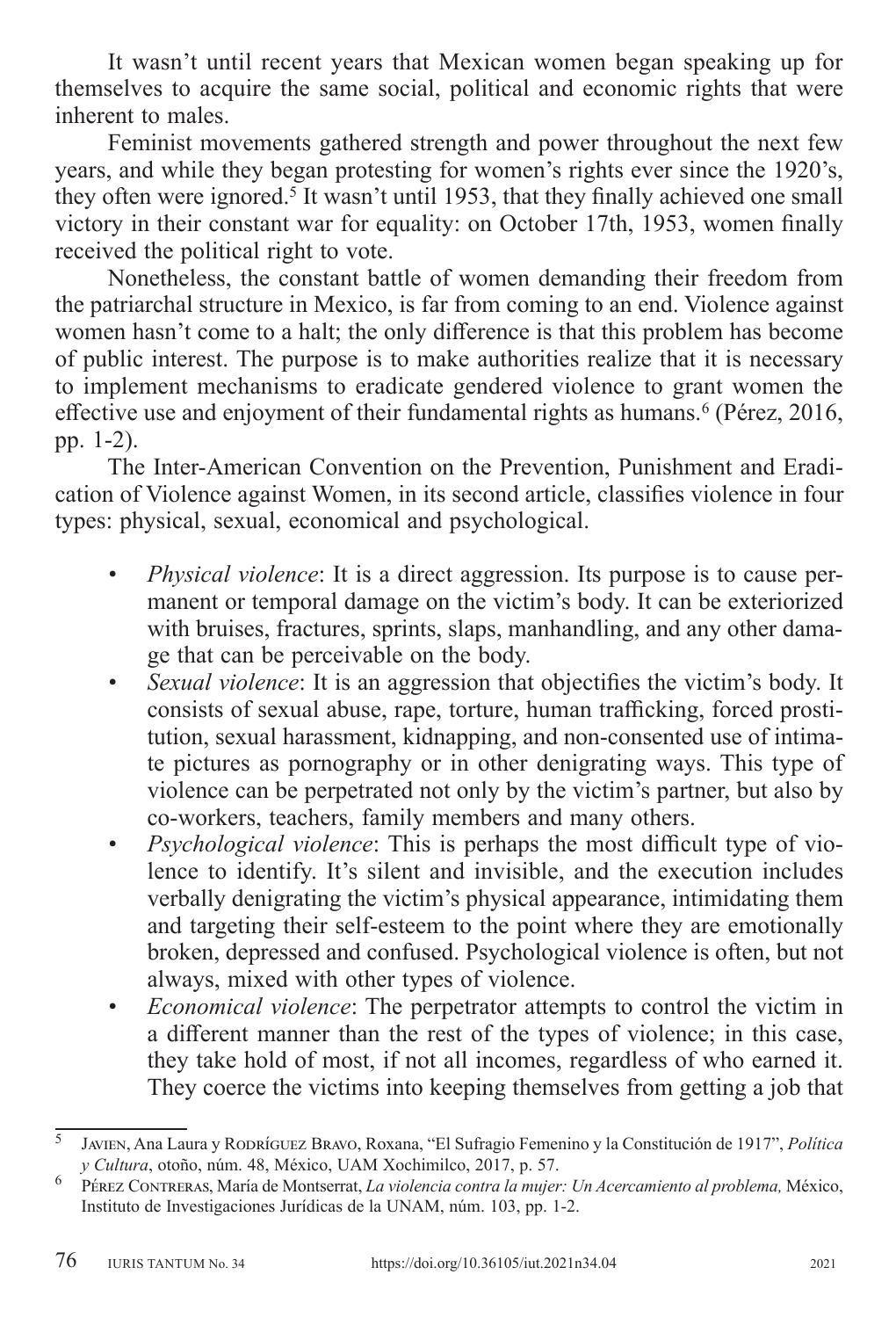It wasn't until recent years that Mexican women began speaking up for themselves to acquire the same social, political and economic rights that were inherent to males.

Feminist movements gathered strength and power throughout the next few years, and while they began protesting for women's rights ever since the 1920's, they often were ignored.[5] It wasn't until 1953, that they finally achieved one small victory in their constant war for equality: on October 17th, 1953, women finally received the political right to vote.

Nonetheless, the constant battle of women demanding their freedom from the patriarchal structure in Mexico, is far from coming to an end. Violence against women hasn't come to a halt; the only difference is that this problem has become of public interest. The purpose is to make authorities realize that it is necessary to implement mechanisms to eradicate gendered violence to grant women the effective use and enjoyment of their fundamental rights as humans.[6] (Pérez, 2016, pp. 1-2).

The Inter-American Convention on the Prevention, Punishment and Eradication of Violence against Women, in its second article, classifies violence in four types: physical, sexual, economical and psychological.

- *Physical violence*: It is a direct aggression. Its purpose is to cause permanent or temporal damage on the victim's body. It can be exteriorized with bruises, fractures, sprints, slaps, manhandling, and any other damage that can be perceivable on the body.
- *Sexual violence*: It is an aggression that objectifies the victim's body. It consists of sexual abuse, rape, torture, human trafficking, forced prostitution, sexual harassment, kidnapping, and non-consented use of intimate pictures as pornography or in other denigrating ways. This type of violence can be perpetrated not only by the victim's partner, but also by co-workers, teachers, family members and many others.
- *Psychological violence*: This is perhaps the most difficult type of violence to identify. It's silent and invisible, and the execution includes verbally denigrating the victim's physical appearance, intimidating them and targeting their self-esteem to the point where they are emotionally broken, depressed and confused. Psychological violence is often, but not always, mixed with other types of violence.
- *Economical violence*: The perpetrator attempts to control the victim in a different manner than the rest of the types of violence; in this case, they take hold of most, if not all incomes, regardless of who earned it. They coerce the victims into keeping themselves from getting a job that

---

[5] Javien, Ana Laura y Rodríguez Bravo, Roxana, "El Sufragio Femenino y la Constitución de 1917", *Política y Cultura*, otoño, núm. 48, México, UAM Xochimilco, 2017, p. 57.

[6] Pérez Contreras, María de Montserrat, *La violencia contra la mujer: Un Acercamiento al problema,* México, Instituto de Investigaciones Jurídicas de la UNAM, núm. 103, pp. 1-2.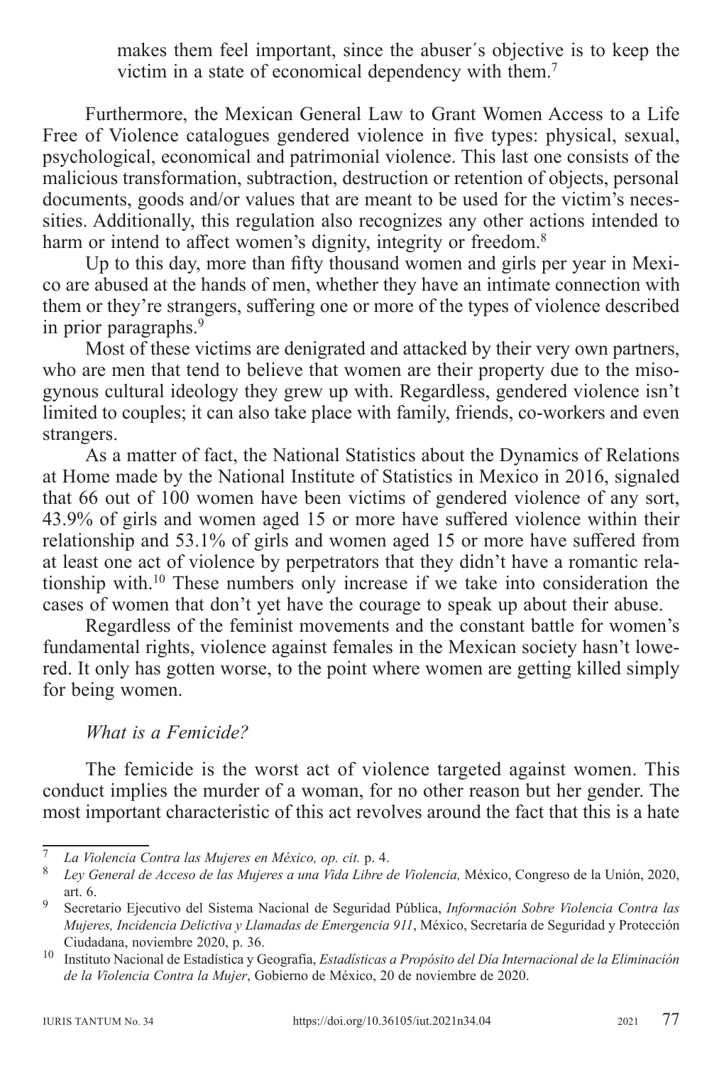makes them feel important, since the abuser´s objective is to keep the victim in a state of economical dependency with them.[7]

Furthermore, the Mexican General Law to Grant Women Access to a Life Free of Violence catalogues gendered violence in five types: physical, sexual, psychological, economical and patrimonial violence. This last one consists of the malicious transformation, subtraction, destruction or retention of objects, personal documents, goods and/or values that are meant to be used for the victim's necessities. Additionally, this regulation also recognizes any other actions intended to harm or intend to affect women's dignity, integrity or freedom.[8]

Up to this day, more than fifty thousand women and girls per year in Mexico are abused at the hands of men, whether they have an intimate connection with them or they're strangers, suffering one or more of the types of violence described in prior paragraphs.[9]

Most of these victims are denigrated and attacked by their very own partners, who are men that tend to believe that women are their property due to the misogynous cultural ideology they grew up with. Regardless, gendered violence isn't limited to couples; it can also take place with family, friends, co-workers and even strangers.

As a matter of fact, the National Statistics about the Dynamics of Relations at Home made by the National Institute of Statistics in Mexico in 2016, signaled that 66 out of 100 women have been victims of gendered violence of any sort, 43.9% of girls and women aged 15 or more have suffered violence within their relationship and 53.1% of girls and women aged 15 or more have suffered from at least one act of violence by perpetrators that they didn't have a romantic relationship with.[10] These numbers only increase if we take into consideration the cases of women that don't yet have the courage to speak up about their abuse.

Regardless of the feminist movements and the constant battle for women's fundamental rights, violence against females in the Mexican society hasn't lowered. It only has gotten worse, to the point where women are getting killed simply for being women.

### *What is a Femicide?*

The femicide is the worst act of violence targeted against women. This conduct implies the murder of a woman, for no other reason but her gender. The most important characteristic of this act revolves around the fact that this is a hate

---

[7] *La Violencia Contra las Mujeres en México, op. cit.* p. 4.

[8] *Ley General de Acceso de las Mujeres a una Vida Libre de Violencia,* México, Congreso de la Unión, 2020, art. 6.

[9] Secretario Ejecutivo del Sistema Nacional de Seguridad Pública, *Información Sobre Violencia Contra las Mujeres, Incidencia Delictiva y Llamadas de Emergencia 911*, México, Secretaría de Seguridad y Protección Ciudadana, noviembre 2020, p. 36.

[10] Instituto Nacional de Estadística y Geografía, *Estadísticas a Propósito del Día Internacional de la Eliminación de la Violencia Contra la Mujer*, Gobierno de México, 20 de noviembre de 2020.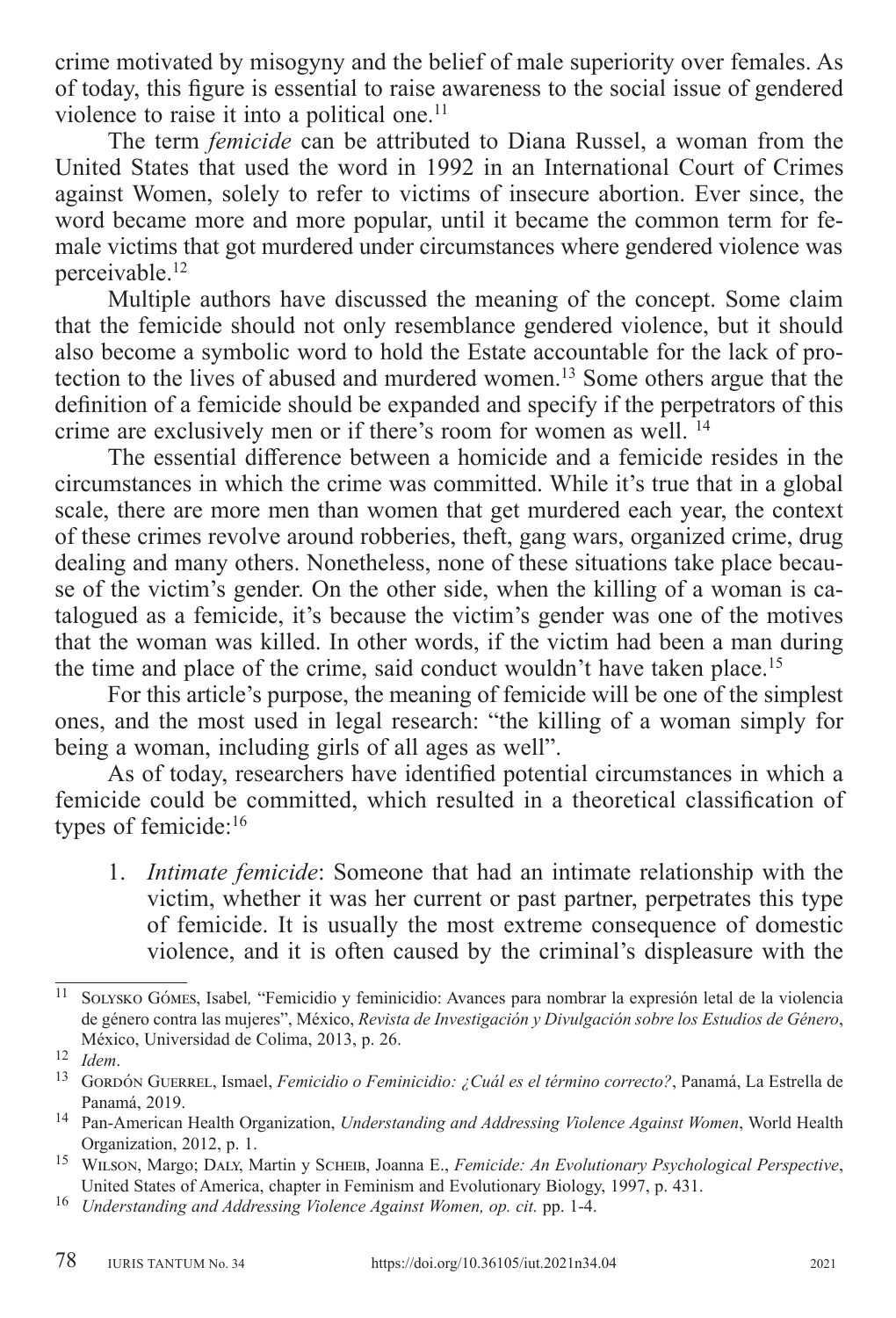crime motivated by misogyny and the belief of male superiority over females. As of today, this figure is essential to raise awareness to the social issue of gendered violence to raise it into a political one.[11]

The term *femicide* can be attributed to Diana Russel, a woman from the United States that used the word in 1992 in an International Court of Crimes against Women, solely to refer to victims of insecure abortion. Ever since, the word became more and more popular, until it became the common term for female victims that got murdered under circumstances where gendered violence was perceivable.[12]

Multiple authors have discussed the meaning of the concept. Some claim that the femicide should not only resemblance gendered violence, but it should also become a symbolic word to hold the Estate accountable for the lack of protection to the lives of abused and murdered women.[13] Some others argue that the definition of a femicide should be expanded and specify if the perpetrators of this crime are exclusively men or if there's room for women as well. [14]

The essential difference between a homicide and a femicide resides in the circumstances in which the crime was committed. While it's true that in a global scale, there are more men than women that get murdered each year, the context of these crimes revolve around robberies, theft, gang wars, organized crime, drug dealing and many others. Nonetheless, none of these situations take place because of the victim's gender. On the other side, when the killing of a woman is catalogued as a femicide, it's because the victim's gender was one of the motives that the woman was killed. In other words, if the victim had been a man during the time and place of the crime, said conduct wouldn't have taken place.[15]

For this article's purpose, the meaning of femicide will be one of the simplest ones, and the most used in legal research: "the killing of a woman simply for being a woman, including girls of all ages as well".

As of today, researchers have identified potential circumstances in which a femicide could be committed, which resulted in a theoretical classification of types of femicide:[16]

1. *Intimate femicide*: Someone that had an intimate relationship with the victim, whether it was her current or past partner, perpetrates this type of femicide. It is usually the most extreme consequence of domestic violence, and it is often caused by the criminal's displeasure with the

---

[11] Solysko Gómes, Isabel, "Femicidio y feminicidio: Avances para nombrar la expresión letal de la violencia de género contra las mujeres", México, *Revista de Investigación y Divulgación sobre los Estudios de Género*, México, Universidad de Colima, 2013, p. 26.

[12] *Idem*.

[13] Gordón Guerrel, Ismael, *Femicidio o Feminicidio: ¿Cuál es el término correcto?*, Panamá, La Estrella de Panamá, 2019.

[14] Pan-American Health Organization, *Understanding and Addressing Violence Against Women*, World Health Organization, 2012, p. 1.

[15] Wilson, Margo; Daly, Martin y Scheib, Joanna E., *Femicide: An Evolutionary Psychological Perspective*, United States of America, chapter in Feminism and Evolutionary Biology, 1997, p. 431.

[16] *Understanding and Addressing Violence Against Women, op. cit.* pp. 1-4.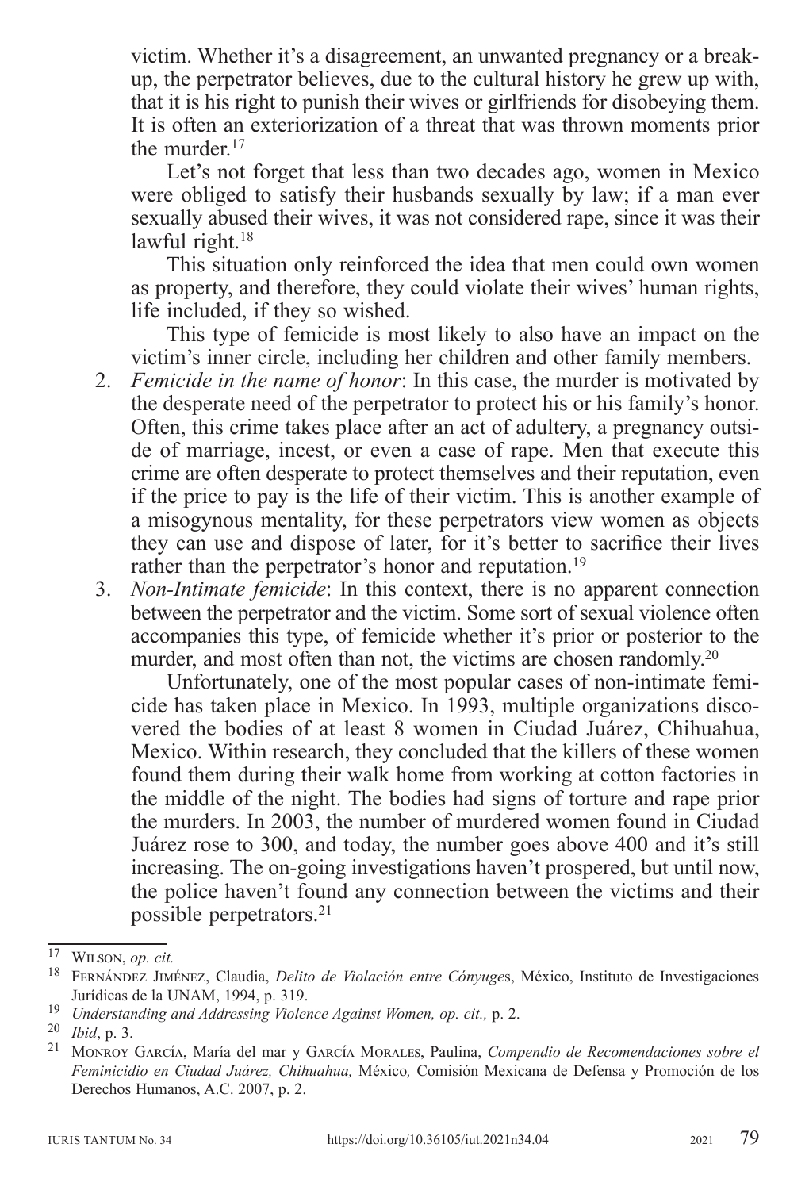victim. Whether it's a disagreement, an unwanted pregnancy or a breakup, the perpetrator believes, due to the cultural history he grew up with, that it is his right to punish their wives or girlfriends for disobeying them. It is often an exteriorization of a threat that was thrown moments prior the murder.[17]

Let's not forget that less than two decades ago, women in Mexico were obliged to satisfy their husbands sexually by law; if a man ever sexually abused their wives, it was not considered rape, since it was their lawful right.[18]

This situation only reinforced the idea that men could own women as property, and therefore, they could violate their wives' human rights, life included, if they so wished.

This type of femicide is most likely to also have an impact on the victim's inner circle, including her children and other family members.

2. *Femicide in the name of honor*: In this case, the murder is motivated by the desperate need of the perpetrator to protect his or his family's honor. Often, this crime takes place after an act of adultery, a pregnancy outside of marriage, incest, or even a case of rape. Men that execute this crime are often desperate to protect themselves and their reputation, even if the price to pay is the life of their victim. This is another example of a misogynous mentality, for these perpetrators view women as objects they can use and dispose of later, for it's better to sacrifice their lives rather than the perpetrator's honor and reputation.[19]
3. *Non-Intimate femicide*: In this context, there is no apparent connection between the perpetrator and the victim. Some sort of sexual violence often accompanies this type, of femicide whether it's prior or posterior to the murder, and most often than not, the victims are chosen randomly.[20]

   Unfortunately, one of the most popular cases of non-intimate femicide has taken place in Mexico. In 1993, multiple organizations discovered the bodies of at least 8 women in Ciudad Juárez, Chihuahua, Mexico. Within research, they concluded that the killers of these women found them during their walk home from working at cotton factories in the middle of the night. The bodies had signs of torture and rape prior the murders. In 2003, the number of murdered women found in Ciudad Juárez rose to 300, and today, the number goes above 400 and it's still increasing. The on-going investigations haven't prospered, but until now, the police haven't found any connection between the victims and their possible perpetrators.[21]

---

[17] Wilson, *op. cit.*

[18] Fernández Jiménez, Claudia, *Delito de Violación entre Cónyuges*, México, Instituto de Investigaciones Jurídicas de la UNAM, 1994, p. 319.

[19] *Understanding and Addressing Violence Against Women, op. cit.,* p. 2.

[20] *Ibid*, p. 3.

[21] Monroy García, María del mar y García Morales, Paulina, *Compendio de Recomendaciones sobre el Feminicidio en Ciudad Juárez, Chihuahua,* México*,* Comisión Mexicana de Defensa y Promoción de los Derechos Humanos, A.C. 2007, p. 2.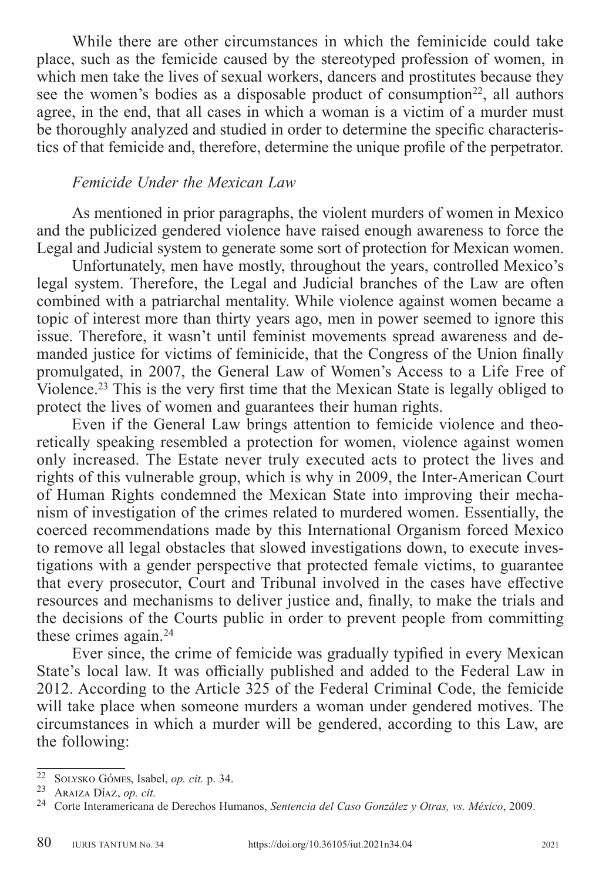While there are other circumstances in which the feminicide could take place, such as the femicide caused by the stereotyped profession of women, in which men take the lives of sexual workers, dancers and prostitutes because they see the women's bodies as a disposable product of consumption[22], all authors agree, in the end, that all cases in which a woman is a victim of a murder must be thoroughly analyzed and studied in order to determine the specific characteristics of that femicide and, therefore, determine the unique profile of the perpetrator.

### *Femicide Under the Mexican Law*

As mentioned in prior paragraphs, the violent murders of women in Mexico and the publicized gendered violence have raised enough awareness to force the Legal and Judicial system to generate some sort of protection for Mexican women.

Unfortunately, men have mostly, throughout the years, controlled Mexico's legal system. Therefore, the Legal and Judicial branches of the Law are often combined with a patriarchal mentality. While violence against women became a topic of interest more than thirty years ago, men in power seemed to ignore this issue. Therefore, it wasn't until feminist movements spread awareness and demanded justice for victims of feminicide, that the Congress of the Union finally promulgated, in 2007, the General Law of Women's Access to a Life Free of Violence.[23] This is the very first time that the Mexican State is legally obliged to protect the lives of women and guarantees their human rights.

Even if the General Law brings attention to femicide violence and theoretically speaking resembled a protection for women, violence against women only increased. The Estate never truly executed acts to protect the lives and rights of this vulnerable group, which is why in 2009, the Inter-American Court of Human Rights condemned the Mexican State into improving their mechanism of investigation of the crimes related to murdered women. Essentially, the coerced recommendations made by this International Organism forced Mexico to remove all legal obstacles that slowed investigations down, to execute investigations with a gender perspective that protected female victims, to guarantee that every prosecutor, Court and Tribunal involved in the cases have effective resources and mechanisms to deliver justice and, finally, to make the trials and the decisions of the Courts public in order to prevent people from committing these crimes again.[24]

Ever since, the crime of femicide was gradually typified in every Mexican State's local law. It was officially published and added to the Federal Law in 2012. According to the Article 325 of the Federal Criminal Code, the femicide will take place when someone murders a woman under gendered motives. The circumstances in which a murder will be gendered, according to this Law, are the following:

---

[22] Solysko Gómes, Isabel, *op. cit.* p. 34.

[23] Araiza Díaz, *op. cit.*

[24] Corte Interamericana de Derechos Humanos, *Sentencia del Caso González y Otras, vs. México*, 2009.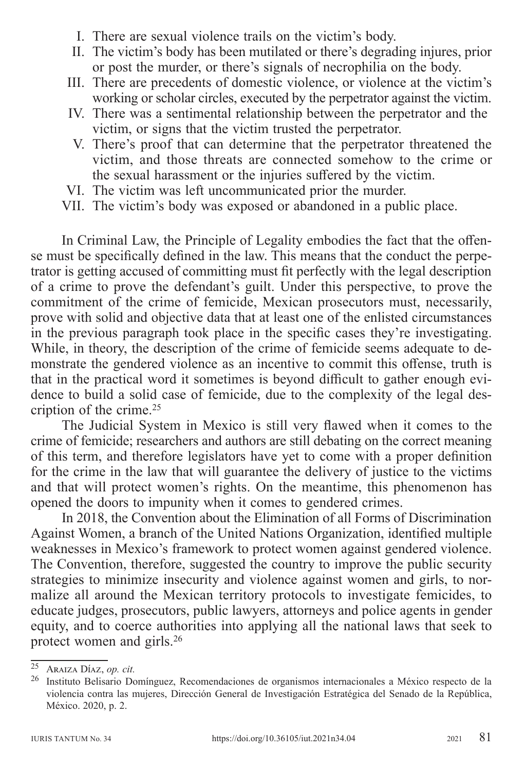I. There are sexual violence trails on the victim's body.
II. The victim's body has been mutilated or there's degrading injures, prior or post the murder, or there's signals of necrophilia on the body.
III. There are precedents of domestic violence, or violence at the victim's working or scholar circles, executed by the perpetrator against the victim.
IV. There was a sentimental relationship between the perpetrator and the victim, or signs that the victim trusted the perpetrator.
V. There's proof that can determine that the perpetrator threatened the victim, and those threats are connected somehow to the crime or the sexual harassment or the injuries suffered by the victim.
VI. The victim was left uncommunicated prior the murder.
VII. The victim's body was exposed or abandoned in a public place.

In Criminal Law, the Principle of Legality embodies the fact that the offense must be specifically defined in the law. This means that the conduct the perpetrator is getting accused of committing must fit perfectly with the legal description of a crime to prove the defendant's guilt. Under this perspective, to prove the commitment of the crime of femicide, Mexican prosecutors must, necessarily, prove with solid and objective data that at least one of the enlisted circumstances in the previous paragraph took place in the specific cases they're investigating. While, in theory, the description of the crime of femicide seems adequate to demonstrate the gendered violence as an incentive to commit this offense, truth is that in the practical word it sometimes is beyond difficult to gather enough evidence to build a solid case of femicide, due to the complexity of the legal description of the crime.[25]

The Judicial System in Mexico is still very flawed when it comes to the crime of femicide; researchers and authors are still debating on the correct meaning of this term, and therefore legislators have yet to come with a proper definition for the crime in the law that will guarantee the delivery of justice to the victims and that will protect women's rights. On the meantime, this phenomenon has opened the doors to impunity when it comes to gendered crimes.

In 2018, the Convention about the Elimination of all Forms of Discrimination Against Women, a branch of the United Nations Organization, identified multiple weaknesses in Mexico's framework to protect women against gendered violence. The Convention, therefore, suggested the country to improve the public security strategies to minimize insecurity and violence against women and girls, to normalize all around the Mexican territory protocols to investigate femicides, to educate judges, prosecutors, public lawyers, attorneys and police agents in gender equity, and to coerce authorities into applying all the national laws that seek to protect women and girls.[26]

---

[25] Araiza Díaz, *op. cit.*

[26] Instituto Belisario Domínguez, Recomendaciones de organismos internacionales a México respecto de la violencia contra las mujeres, Dirección General de Investigación Estratégica del Senado de la República, México. 2020, p. 2.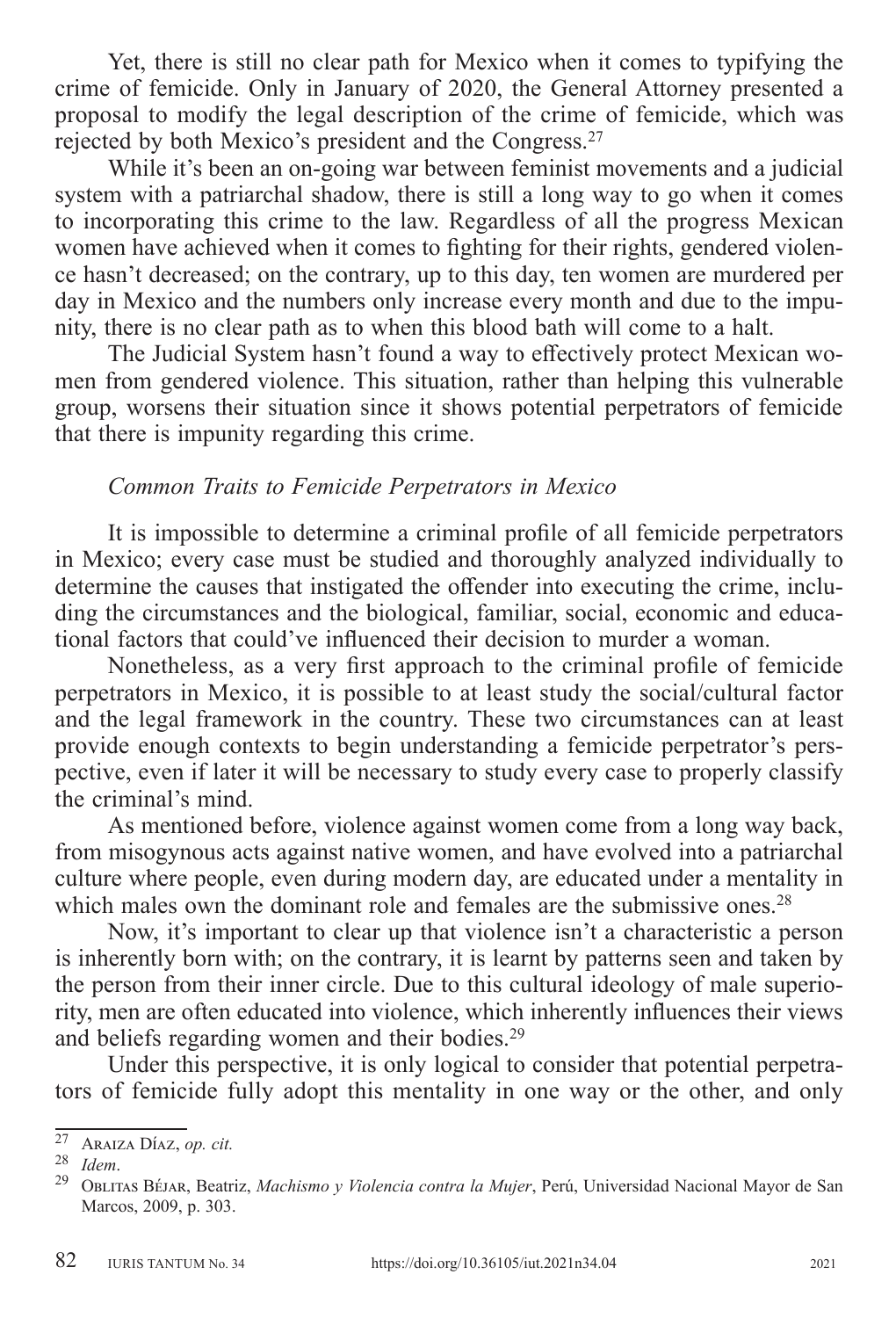Yet, there is still no clear path for Mexico when it comes to typifying the crime of femicide. Only in January of 2020, the General Attorney presented a proposal to modify the legal description of the crime of femicide, which was rejected by both Mexico's president and the Congress.[27]

While it's been an on-going war between feminist movements and a judicial system with a patriarchal shadow, there is still a long way to go when it comes to incorporating this crime to the law. Regardless of all the progress Mexican women have achieved when it comes to fighting for their rights, gendered violence hasn't decreased; on the contrary, up to this day, ten women are murdered per day in Mexico and the numbers only increase every month and due to the impunity, there is no clear path as to when this blood bath will come to a halt.

The Judicial System hasn't found a way to effectively protect Mexican women from gendered violence. This situation, rather than helping this vulnerable group, worsens their situation since it shows potential perpetrators of femicide that there is impunity regarding this crime.

### *Common Traits to Femicide Perpetrators in Mexico*

It is impossible to determine a criminal profile of all femicide perpetrators in Mexico; every case must be studied and thoroughly analyzed individually to determine the causes that instigated the offender into executing the crime, including the circumstances and the biological, familiar, social, economic and educational factors that could've influenced their decision to murder a woman.

Nonetheless, as a very first approach to the criminal profile of femicide perpetrators in Mexico, it is possible to at least study the social/cultural factor and the legal framework in the country. These two circumstances can at least provide enough contexts to begin understanding a femicide perpetrator's perspective, even if later it will be necessary to study every case to properly classify the criminal's mind.

As mentioned before, violence against women come from a long way back, from misogynous acts against native women, and have evolved into a patriarchal culture where people, even during modern day, are educated under a mentality in which males own the dominant role and females are the submissive ones.[28]

Now, it's important to clear up that violence isn't a characteristic a person is inherently born with; on the contrary, it is learnt by patterns seen and taken by the person from their inner circle. Due to this cultural ideology of male superiority, men are often educated into violence, which inherently influences their views and beliefs regarding women and their bodies.[29]

Under this perspective, it is only logical to consider that potential perpetrators of femicide fully adopt this mentality in one way or the other, and only

---

[27] Araiza Díaz, *op. cit.*

[28] *Idem*.

[29] Oblitas Béjar, Beatriz, *Machismo y Violencia contra la Mujer*, Perú, Universidad Nacional Mayor de San Marcos, 2009, p. 303.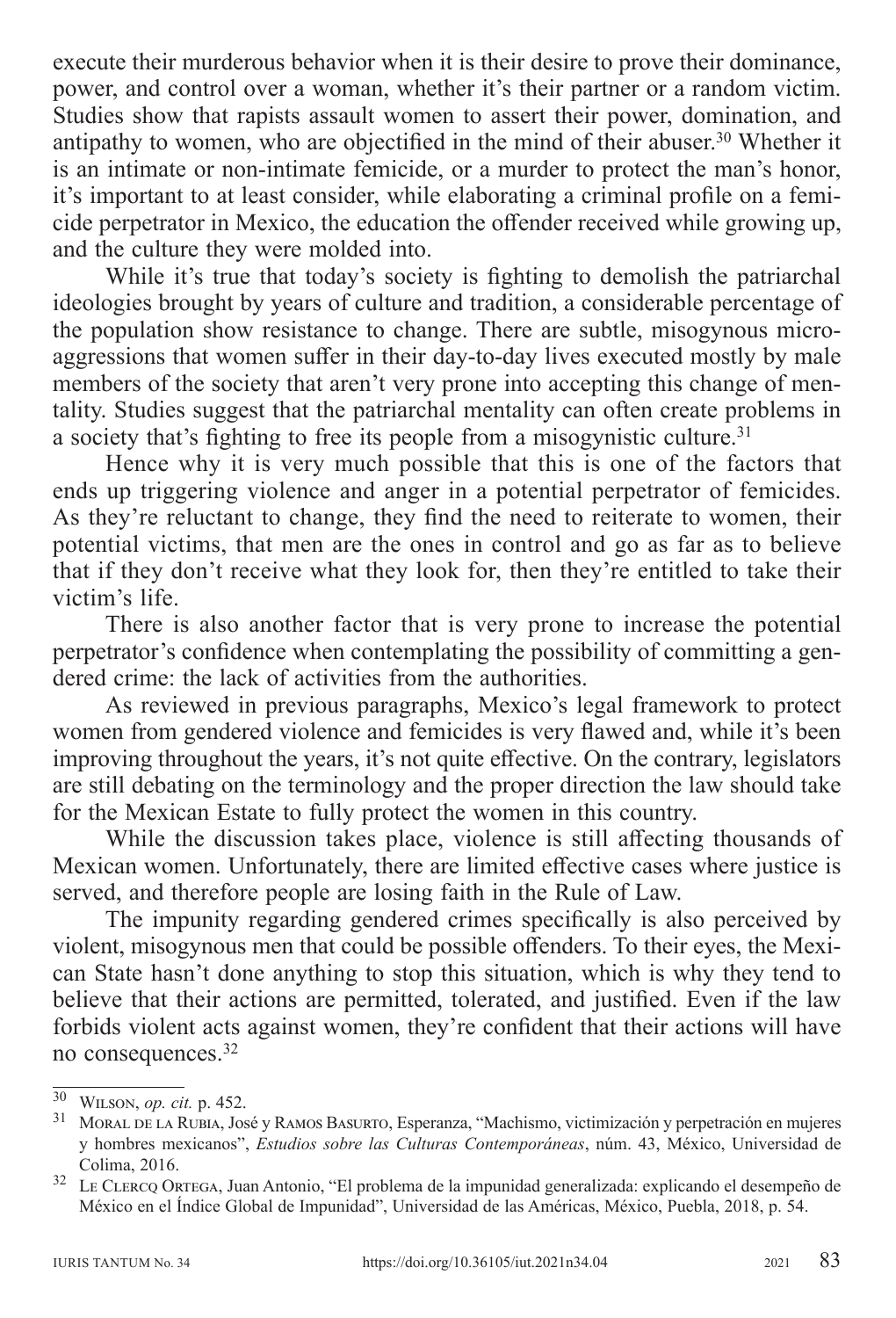execute their murderous behavior when it is their desire to prove their dominance, power, and control over a woman, whether it's their partner or a random victim. Studies show that rapists assault women to assert their power, domination, and antipathy to women, who are objectified in the mind of their abuser.[30] Whether it is an intimate or non-intimate femicide, or a murder to protect the man's honor, it's important to at least consider, while elaborating a criminal profile on a femicide perpetrator in Mexico, the education the offender received while growing up, and the culture they were molded into.

While it's true that today's society is fighting to demolish the patriarchal ideologies brought by years of culture and tradition, a considerable percentage of the population show resistance to change. There are subtle, misogynous micro-aggressions that women suffer in their day-to-day lives executed mostly by male members of the society that aren't very prone into accepting this change of mentality. Studies suggest that the patriarchal mentality can often create problems in a society that's fighting to free its people from a misogynistic culture.[31]

Hence why it is very much possible that this is one of the factors that ends up triggering violence and anger in a potential perpetrator of femicides. As they're reluctant to change, they find the need to reiterate to women, their potential victims, that men are the ones in control and go as far as to believe that if they don't receive what they look for, then they're entitled to take their victim's life.

There is also another factor that is very prone to increase the potential perpetrator's confidence when contemplating the possibility of committing a gendered crime: the lack of activities from the authorities.

As reviewed in previous paragraphs, Mexico's legal framework to protect women from gendered violence and femicides is very flawed and, while it's been improving throughout the years, it's not quite effective. On the contrary, legislators are still debating on the terminology and the proper direction the law should take for the Mexican Estate to fully protect the women in this country.

While the discussion takes place, violence is still affecting thousands of Mexican women. Unfortunately, there are limited effective cases where justice is served, and therefore people are losing faith in the Rule of Law.

The impunity regarding gendered crimes specifically is also perceived by violent, misogynous men that could be possible offenders. To their eyes, the Mexican State hasn't done anything to stop this situation, which is why they tend to believe that their actions are permitted, tolerated, and justified. Even if the law forbids violent acts against women, they're confident that their actions will have no consequences.[32]

---

[30] Wilson, *op. cit.* p. 452.

[31] Moral de la Rubia, José y Ramos Basurto, Esperanza, "Machismo, victimización y perpetración en mujeres y hombres mexicanos", *Estudios sobre las Culturas Contemporáneas*, núm. 43, México, Universidad de Colima, 2016.

[32] Le Clercq Ortega, Juan Antonio, "El problema de la impunidad generalizada: explicando el desempeño de México en el Índice Global de Impunidad", Universidad de las Américas, México, Puebla, 2018, p. 54.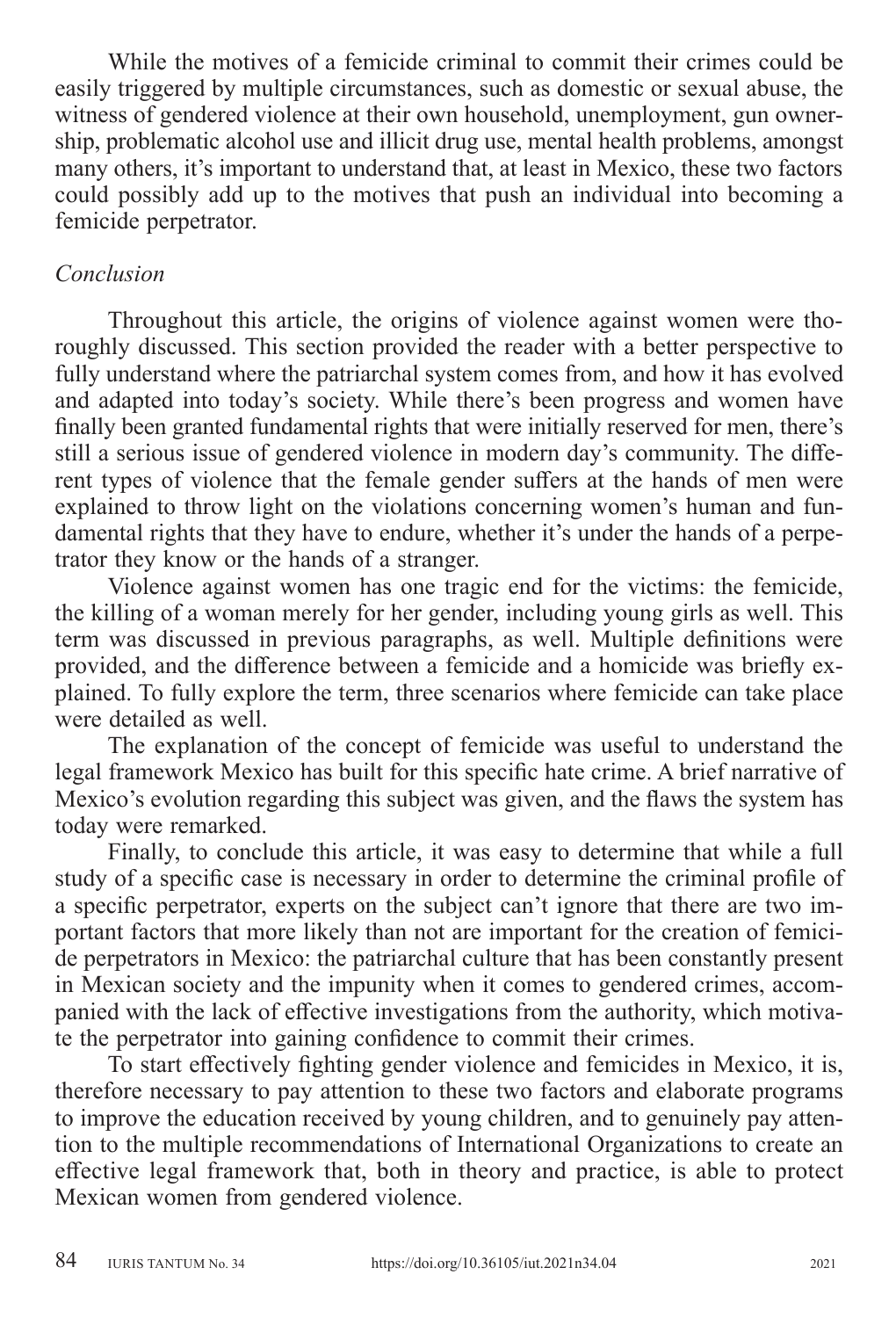While the motives of a femicide criminal to commit their crimes could be easily triggered by multiple circumstances, such as domestic or sexual abuse, the witness of gendered violence at their own household, unemployment, gun ownership, problematic alcohol use and illicit drug use, mental health problems, amongst many others, it's important to understand that, at least in Mexico, these two factors could possibly add up to the motives that push an individual into becoming a femicide perpetrator.

*Conclusion*

Throughout this article, the origins of violence against women were thoroughly discussed. This section provided the reader with a better perspective to fully understand where the patriarchal system comes from, and how it has evolved and adapted into today's society. While there's been progress and women have finally been granted fundamental rights that were initially reserved for men, there's still a serious issue of gendered violence in modern day's community. The different types of violence that the female gender suffers at the hands of men were explained to throw light on the violations concerning women's human and fundamental rights that they have to endure, whether it's under the hands of a perpetrator they know or the hands of a stranger.

Violence against women has one tragic end for the victims: the femicide, the killing of a woman merely for her gender, including young girls as well. This term was discussed in previous paragraphs, as well. Multiple definitions were provided, and the difference between a femicide and a homicide was briefly explained. To fully explore the term, three scenarios where femicide can take place were detailed as well.

The explanation of the concept of femicide was useful to understand the legal framework Mexico has built for this specific hate crime. A brief narrative of Mexico's evolution regarding this subject was given, and the flaws the system has today were remarked.

Finally, to conclude this article, it was easy to determine that while a full study of a specific case is necessary in order to determine the criminal profile of a specific perpetrator, experts on the subject can't ignore that there are two important factors that more likely than not are important for the creation of femicide perpetrators in Mexico: the patriarchal culture that has been constantly present in Mexican society and the impunity when it comes to gendered crimes, accompanied with the lack of effective investigations from the authority, which motivate the perpetrator into gaining confidence to commit their crimes.

To start effectively fighting gender violence and femicides in Mexico, it is, therefore necessary to pay attention to these two factors and elaborate programs to improve the education received by young children, and to genuinely pay attention to the multiple recommendations of International Organizations to create an effective legal framework that, both in theory and practice, is able to protect Mexican women from gendered violence.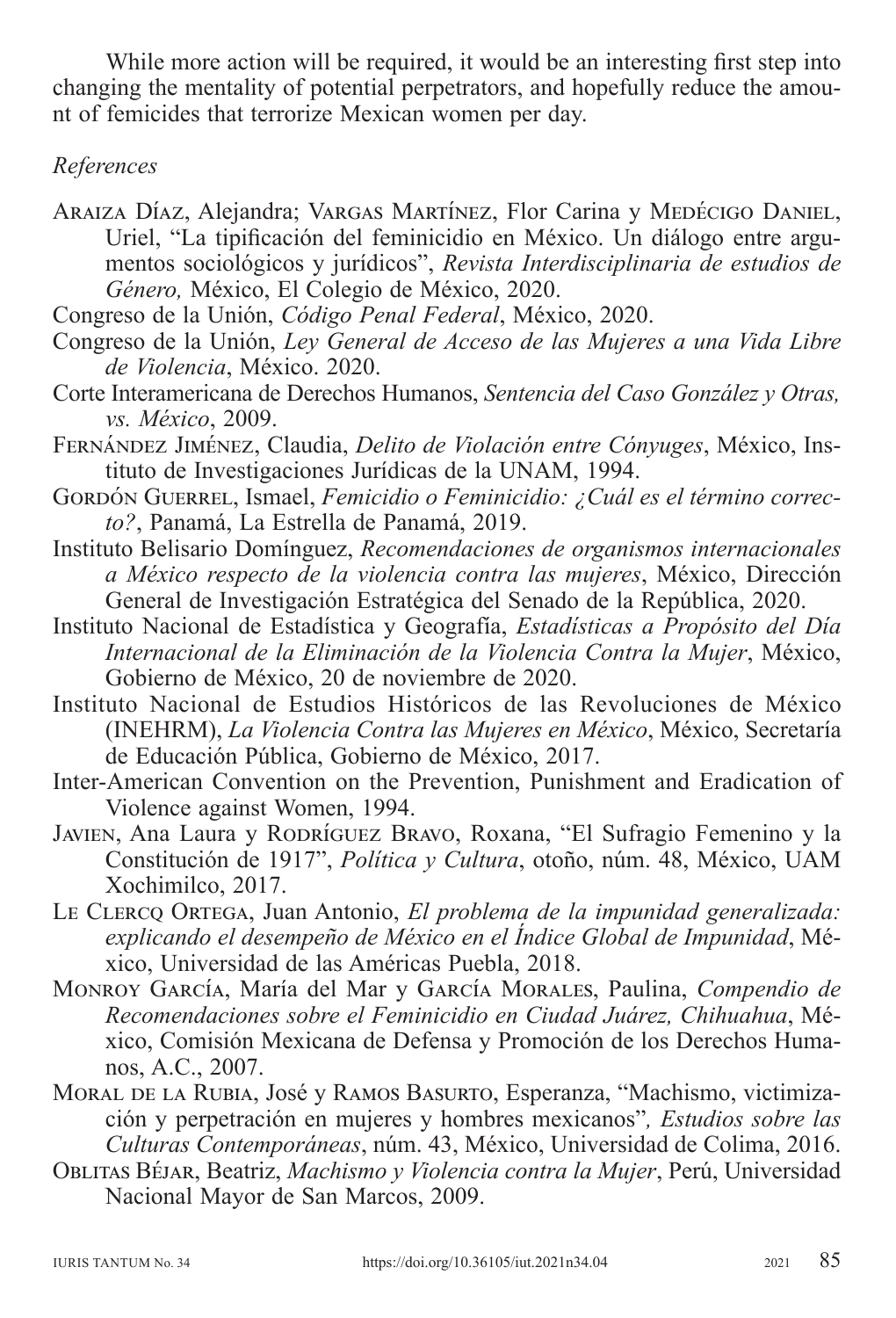While more action will be required, it would be an interesting first step into changing the mentality of potential perpetrators, and hopefully reduce the amount of femicides that terrorize Mexican women per day.

*References*

Araiza Díaz, Alejandra; Vargas Martínez, Flor Carina y Medécigo Daniel, Uriel, "La tipificación del feminicidio en México. Un diálogo entre argumentos sociológicos y jurídicos", *Revista Interdisciplinaria de estudios de Género,* México, El Colegio de México, 2020.

Congreso de la Unión, *Código Penal Federal*, México, 2020.

Congreso de la Unión, *Ley General de Acceso de las Mujeres a una Vida Libre de Violencia*, México. 2020.

Corte Interamericana de Derechos Humanos, *Sentencia del Caso González y Otras, vs. México*, 2009.

Fernández Jiménez, Claudia, *Delito de Violación entre Cónyuges*, México, Instituto de Investigaciones Jurídicas de la UNAM, 1994.

Gordón Guerrel, Ismael, *Femicidio o Feminicidio: ¿Cuál es el término correcto?*, Panamá, La Estrella de Panamá, 2019.

Instituto Belisario Domínguez, *Recomendaciones de organismos internacionales a México respecto de la violencia contra las mujeres*, México, Dirección General de Investigación Estratégica del Senado de la República, 2020.

Instituto Nacional de Estadística y Geografía, *Estadísticas a Propósito del Día Internacional de la Eliminación de la Violencia Contra la Mujer*, México, Gobierno de México, 20 de noviembre de 2020.

Instituto Nacional de Estudios Históricos de las Revoluciones de México (INEHRM), *La Violencia Contra las Mujeres en México*, México, Secretaría de Educación Pública, Gobierno de México, 2017.

Inter-American Convention on the Prevention, Punishment and Eradication of Violence against Women, 1994.

Javien, Ana Laura y Rodríguez Bravo, Roxana, "El Sufragio Femenino y la Constitución de 1917", *Política y Cultura*, otoño, núm. 48, México, UAM Xochimilco, 2017.

Le Clercq Ortega, Juan Antonio, *El problema de la impunidad generalizada: explicando el desempeño de México en el Índice Global de Impunidad*, México, Universidad de las Américas Puebla, 2018.

Monroy García, María del Mar y García Morales, Paulina, *Compendio de Recomendaciones sobre el Feminicidio en Ciudad Juárez, Chihuahua*, México, Comisión Mexicana de Defensa y Promoción de los Derechos Humanos, A.C., 2007.

Moral de la Rubia, José y Ramos Basurto, Esperanza, "Machismo, victimización y perpetración en mujeres y hombres mexicanos"*, Estudios sobre las Culturas Contemporáneas*, núm. 43, México, Universidad de Colima, 2016.

Oblitas Béjar, Beatriz, *Machismo y Violencia contra la Mujer*, Perú, Universidad Nacional Mayor de San Marcos, 2009.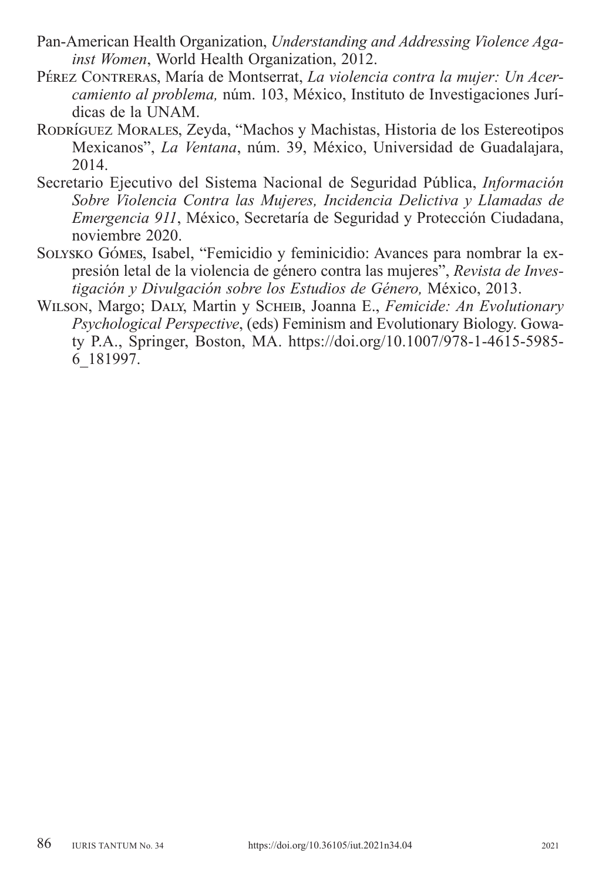Pan-American Health Organization, *Understanding and Addressing Violence Against Women*, World Health Organization, 2012.

Pérez Contreras, María de Montserrat, *La violencia contra la mujer: Un Acercamiento al problema,* núm. 103, México, Instituto de Investigaciones Jurídicas de la UNAM.

Rodríguez Morales, Zeyda, "Machos y Machistas, Historia de los Estereotipos Mexicanos", *La Ventana*, núm. 39, México, Universidad de Guadalajara, 2014.

Secretario Ejecutivo del Sistema Nacional de Seguridad Pública, *Información Sobre Violencia Contra las Mujeres, Incidencia Delictiva y Llamadas de Emergencia 911*, México, Secretaría de Seguridad y Protección Ciudadana, noviembre 2020.

Solysko Gómes, Isabel, "Femicidio y feminicidio: Avances para nombrar la expresión letal de la violencia de género contra las mujeres", *Revista de Investigación y Divulgación sobre los Estudios de Género,* México, 2013.

Wilson, Margo; Daly, Martin y Scheib, Joanna E., *Femicide: An Evolutionary Psychological Perspective*, (eds) Feminism and Evolutionary Biology. Gowaty P.A., Springer, Boston, MA. https://doi.org/10.1007/978-1-4615-5985-6_181997.